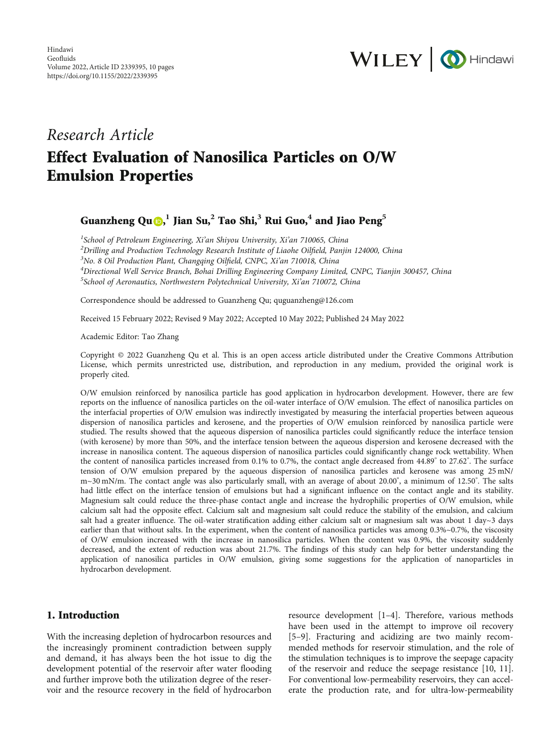Hindawi
Geofluids
Volume 2022, Article ID 2339395, 10 pages
https://doi.org/10.1155/2022/2339395

*Research Article*

# Effect Evaluation of Nanosilica Particles on O/W Emulsion Properties

**Guanzheng Qu,[1] Jian Su,[2] Tao Shi,[3] Rui Guo,[4] and Jiao Peng[5]**

[1]School of Petroleum Engineering, Xi'an Shiyou University, Xi'an 710065, China
[2]Drilling and Production Technology Research Institute of Liaohe Oilfield, Panjin 124000, China
[3]No. 8 Oil Production Plant, Changqing Oilfield, CNPC, Xi'an 710018, China
[4]Directional Well Service Branch, Bohai Drilling Engineering Company Limited, CNPC, Tianjin 300457, China
[5]School of Aeronautics, Northwestern Polytechnical University, Xi'an 710072, China

Correspondence should be addressed to Guanzheng Qu; quguanzheng@126.com

Received 15 February 2022; Revised 9 May 2022; Accepted 10 May 2022; Published 24 May 2022

Academic Editor: Tao Zhang

Copyright © 2022 Guanzheng Qu et al. This is an open access article distributed under the Creative Commons Attribution License, which permits unrestricted use, distribution, and reproduction in any medium, provided the original work is properly cited.

O/W emulsion reinforced by nanosilica particle has good application in hydrocarbon development. However, there are few reports on the influence of nanosilica particles on the oil-water interface of O/W emulsion. The effect of nanosilica particles on the interfacial properties of O/W emulsion was indirectly investigated by measuring the interfacial properties between aqueous dispersion of nanosilica particles and kerosene, and the properties of O/W emulsion reinforced by nanosilica particle were studied. The results showed that the aqueous dispersion of nanosilica particles could significantly reduce the interface tension (with kerosene) by more than 50%, and the interface tension between the aqueous dispersion and kerosene decreased with the increase in nanosilica content. The aqueous dispersion of nanosilica particles could significantly change rock wettability. When the content of nanosilica particles increased from 0.1% to 0.7%, the contact angle decreased from 44.89° to 27.62°. The surface tension of O/W emulsion prepared by the aqueous dispersion of nanosilica particles and kerosene was among 25 mN/m~30 mN/m. The contact angle was also particularly small, with an average of about 20.00°, a minimum of 12.50°. The salts had little effect on the interface tension of emulsions but had a significant influence on the contact angle and its stability. Magnesium salt could reduce the three-phase contact angle and increase the hydrophilic properties of O/W emulsion, while calcium salt had the opposite effect. Calcium salt and magnesium salt could reduce the stability of the emulsion, and calcium salt had a greater influence. The oil-water stratification adding either calcium salt or magnesium salt was about 1 day~3 days earlier than that without salts. In the experiment, when the content of nanosilica particles was among 0.3%~0.7%, the viscosity of O/W emulsion increased with the increase in nanosilica particles. When the content was 0.9%, the viscosity suddenly decreased, and the extent of reduction was about 21.7%. The findings of this study can help for better understanding the application of nanosilica particles in O/W emulsion, giving some suggestions for the application of nanoparticles in hydrocarbon development.

## 1. Introduction

With the increasing depletion of hydrocarbon resources and the increasingly prominent contradiction between supply and demand, it has always been the hot issue to dig the development potential of the reservoir after water flooding and further improve both the utilization degree of the reservoir and the resource recovery in the field of hydrocarbon resource development [1–4]. Therefore, various methods have been used in the attempt to improve oil recovery [5–9]. Fracturing and acidizing are two mainly recommended methods for reservoir stimulation, and the role of the stimulation techniques is to improve the seepage capacity of the reservoir and reduce the seepage resistance [10, 11]. For conventional low-permeability reservoirs, they can accelerate the production rate, and for ultra-low-permeability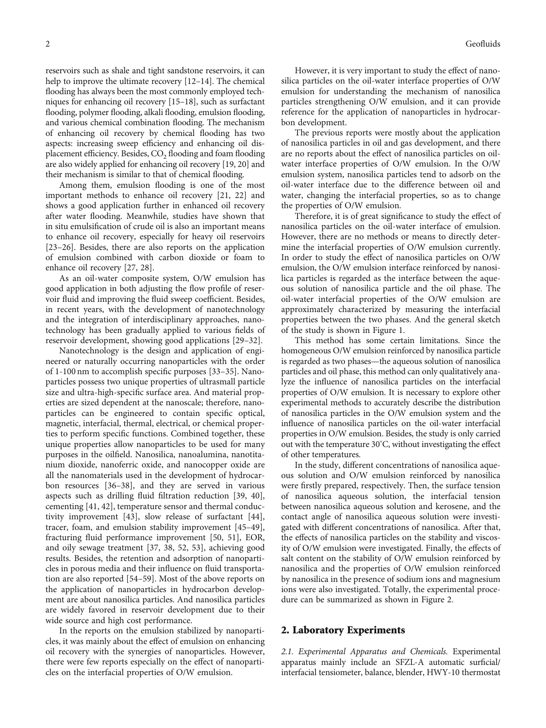reservoirs such as shale and tight sandstone reservoirs, it can help to improve the ultimate recovery [12–14]. The chemical flooding has always been the most commonly employed techniques for enhancing oil recovery [15–18], such as surfactant flooding, polymer flooding, alkali flooding, emulsion flooding, and various chemical combination flooding. The mechanism of enhancing oil recovery by chemical flooding has two aspects: increasing sweep efficiency and enhancing oil displacement efficiency. Besides, $CO_2$ flooding and foam flooding are also widely applied for enhancing oil recovery [19, 20] and their mechanism is similar to that of chemical flooding.

Among them, emulsion flooding is one of the most important methods to enhance oil recovery [21, 22] and shows a good application further in enhanced oil recovery after water flooding. Meanwhile, studies have shown that in situ emulsification of crude oil is also an important means to enhance oil recovery, especially for heavy oil reservoirs [23–26]. Besides, there are also reports on the application of emulsion combined with carbon dioxide or foam to enhance oil recovery [27, 28].

As an oil-water composite system, O/W emulsion has good application in both adjusting the flow profile of reservoir fluid and improving the fluid sweep coefficient. Besides, in recent years, with the development of nanotechnology and the integration of interdisciplinary approaches, nanotechnology has been gradually applied to various fields of reservoir development, showing good applications [29–32].

Nanotechnology is the design and application of engineered or naturally occurring nanoparticles with the order of 1-100 nm to accomplish specific purposes [33–35]. Nanoparticles possess two unique properties of ultrasmall particle size and ultra-high-specific surface area. And material properties are sized dependent at the nanoscale; therefore, nanoparticles can be engineered to contain specific optical, magnetic, interfacial, thermal, electrical, or chemical properties to perform specific functions. Combined together, these unique properties allow nanoparticles to be used for many purposes in the oilfield. Nanosilica, nanoalumina, nanotitanium dioxide, nanoferric oxide, and nanocopper oxide are all the nanomaterials used in the development of hydrocarbon resources [36–38], and they are served in various aspects such as drilling fluid filtration reduction [39, 40], cementing [41, 42], temperature sensor and thermal conductivity improvement [43], slow release of surfactant [44], tracer, foam, and emulsion stability improvement [45–49], fracturing fluid performance improvement [50, 51], EOR, and oily sewage treatment [37, 38, 52, 53], achieving good results. Besides, the retention and adsorption of nanoparticles in porous media and their influence on fluid transportation are also reported [54–59]. Most of the above reports on the application of nanoparticles in hydrocarbon development are about nanosilica particles. And nanosilica particles are widely favored in reservoir development due to their wide source and high cost performance.

In the reports on the emulsion stabilized by nanoparticles, it was mainly about the effect of emulsion on enhancing oil recovery with the synergies of nanoparticles. However, there were few reports especially on the effect of nanoparticles on the interfacial properties of O/W emulsion.

However, it is very important to study the effect of nanosilica particles on the oil-water interface properties of O/W emulsion for understanding the mechanism of nanosilica particles strengthening O/W emulsion, and it can provide reference for the application of nanoparticles in hydrocarbon development.

The previous reports were mostly about the application of nanosilica particles in oil and gas development, and there are no reports about the effect of nanosilica particles on oil-water interface properties of O/W emulsion. In the O/W emulsion system, nanosilica particles tend to adsorb on the oil-water interface due to the difference between oil and water, changing the interfacial properties, so as to change the properties of O/W emulsion.

Therefore, it is of great significance to study the effect of nanosilica particles on the oil-water interface of emulsion. However, there are no methods or means to directly determine the interfacial properties of O/W emulsion currently. In order to study the effect of nanosilica particles on O/W emulsion, the O/W emulsion interface reinforced by nanosilica particles is regarded as the interface between the aqueous solution of nanosilica particle and the oil phase. The oil-water interfacial properties of the O/W emulsion are approximately characterized by measuring the interfacial properties between the two phases. And the general sketch of the study is shown in Figure 1.

This method has some certain limitations. Since the homogeneous O/W emulsion reinforced by nanosilica particle is regarded as two phases—the aqueous solution of nanosilica particles and oil phase, this method can only qualitatively analyze the influence of nanosilica particles on the interfacial properties of O/W emulsion. It is necessary to explore other experimental methods to accurately describe the distribution of nanosilica particles in the O/W emulsion system and the influence of nanosilica particles on the oil-water interfacial properties in O/W emulsion. Besides, the study is only carried out with the temperature 30°C, without investigating the effect of other temperatures.

In the study, different concentrations of nanosilica aqueous solution and O/W emulsion reinforced by nanosilica were firstly prepared, respectively. Then, the surface tension of nanosilica aqueous solution, the interfacial tension between nanosilica aqueous solution and kerosene, and the contact angle of nanosilica aqueous solution were investigated with different concentrations of nanosilica. After that, the effects of nanosilica particles on the stability and viscosity of O/W emulsion were investigated. Finally, the effects of salt content on the stability of O/W emulsion reinforced by nanosilica and the properties of O/W emulsion reinforced by nanosilica in the presence of sodium ions and magnesium ions were also investigated. Totally, the experimental procedure can be summarized as shown in Figure 2.

## 2. Laboratory Experiments

*2.1. Experimental Apparatus and Chemicals.* Experimental apparatus mainly include an SFZL-A automatic surficial/interfacial tensiometer, balance, blender, HWY-10 thermostat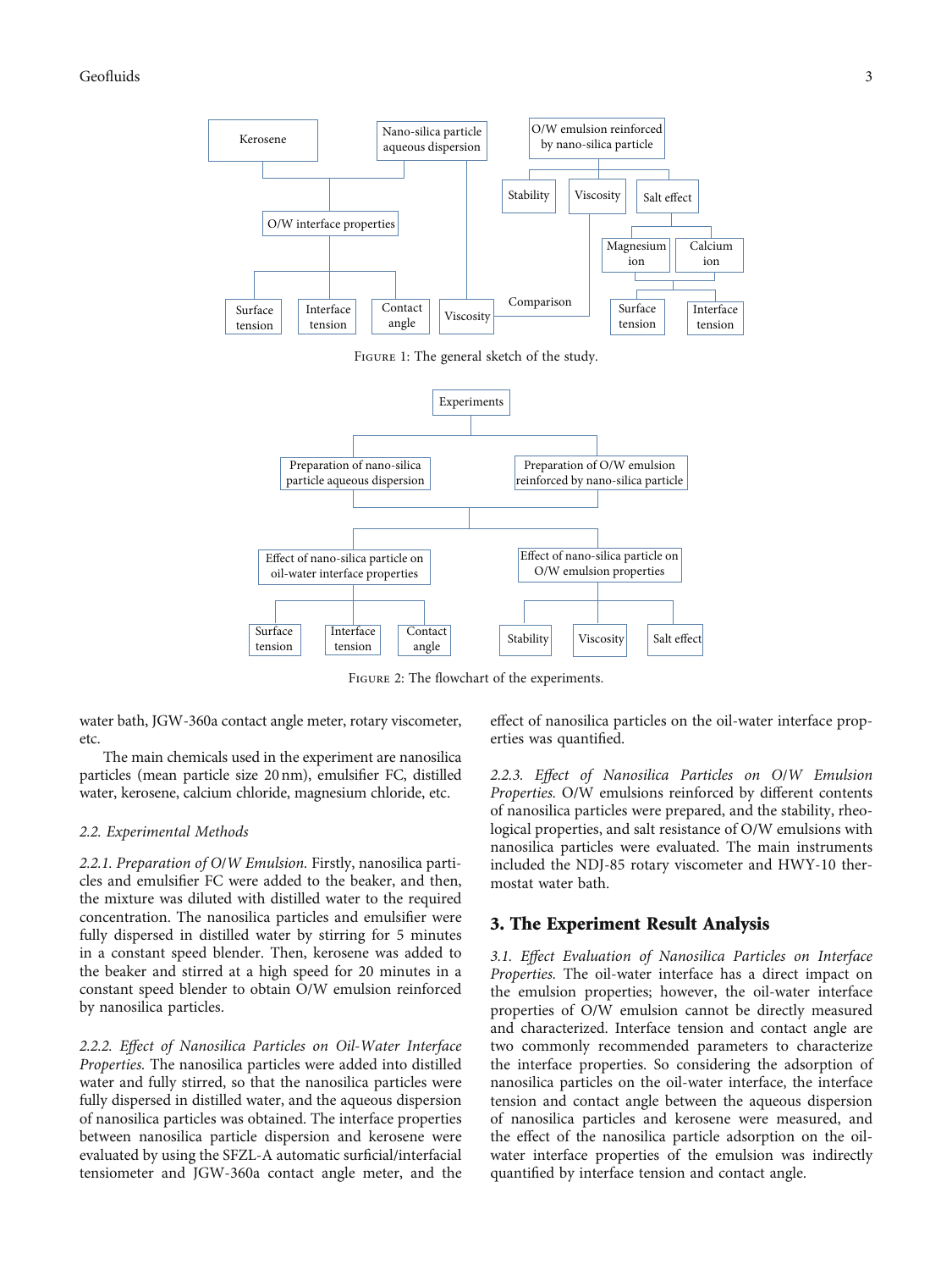FIGURE 1: The general sketch of the study.

FIGURE 2: The flowchart of the experiments.

water bath, JGW-360a contact angle meter, rotary viscometer, etc.

The main chemicals used in the experiment are nanosilica particles (mean particle size 20 nm), emulsifier FC, distilled water, kerosene, calcium chloride, magnesium chloride, etc.

### 2.2. Experimental Methods

*2.2.1. Preparation of O/W Emulsion.* Firstly, nanosilica particles and emulsifier FC were added to the beaker, and then, the mixture was diluted with distilled water to the required concentration. The nanosilica particles and emulsifier were fully dispersed in distilled water by stirring for 5 minutes in a constant speed blender. Then, kerosene was added to the beaker and stirred at a high speed for 20 minutes in a constant speed blender to obtain O/W emulsion reinforced by nanosilica particles.

*2.2.2. Effect of Nanosilica Particles on Oil-Water Interface Properties.* The nanosilica particles were added into distilled water and fully stirred, so that the nanosilica particles were fully dispersed in distilled water, and the aqueous dispersion of nanosilica particles was obtained. The interface properties between nanosilica particle dispersion and kerosene were evaluated by using the SFZL-A automatic surficial/interfacial tensiometer and JGW-360a contact angle meter, and the effect of nanosilica particles on the oil-water interface properties was quantified.

*2.2.3. Effect of Nanosilica Particles on O/W Emulsion Properties.* O/W emulsions reinforced by different contents of nanosilica particles were prepared, and the stability, rheological properties, and salt resistance of O/W emulsions with nanosilica particles were evaluated. The main instruments included the NDJ-85 rotary viscometer and HWY-10 thermostat water bath.

## 3. The Experiment Result Analysis

*3.1. Effect Evaluation of Nanosilica Particles on Interface Properties.* The oil-water interface has a direct impact on the emulsion properties; however, the oil-water interface properties of O/W emulsion cannot be directly measured and characterized. Interface tension and contact angle are two commonly recommended parameters to characterize the interface properties. So considering the adsorption of nanosilica particles on the oil-water interface, the interface tension and contact angle between the aqueous dispersion of nanosilica particles and kerosene were measured, and the effect of the nanosilica particle adsorption on the oil-water interface properties of the emulsion was indirectly quantified by interface tension and contact angle.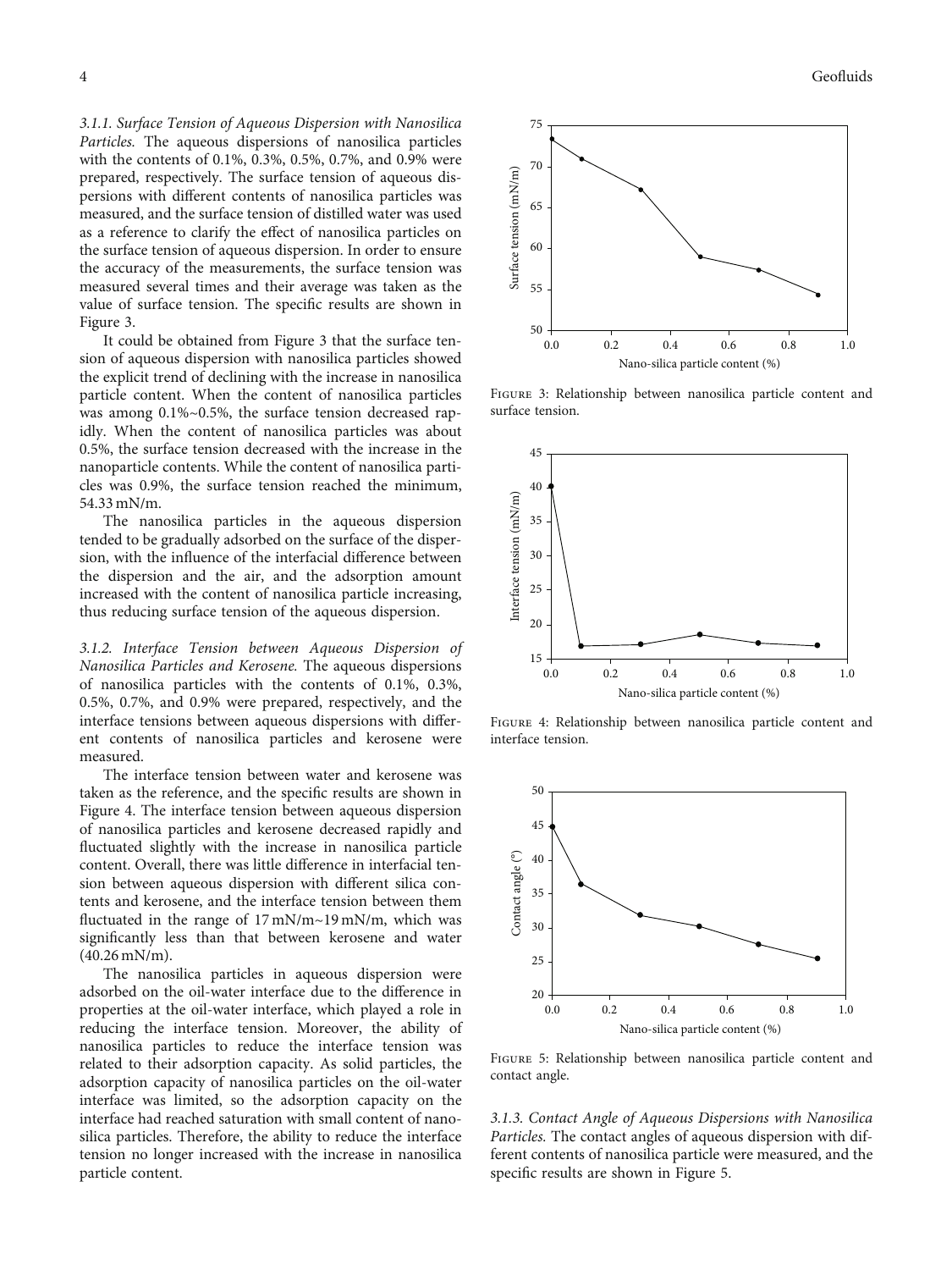*3.1.1. Surface Tension of Aqueous Dispersion with Nanosilica Particles.* The aqueous dispersions of nanosilica particles with the contents of 0.1%, 0.3%, 0.5%, 0.7%, and 0.9% were prepared, respectively. The surface tension of aqueous dispersions with different contents of nanosilica particles was measured, and the surface tension of distilled water was used as a reference to clarify the effect of nanosilica particles on the surface tension of aqueous dispersion. In order to ensure the accuracy of the measurements, the surface tension was measured several times and their average was taken as the value of surface tension. The specific results are shown in Figure 3.

It could be obtained from Figure 3 that the surface tension of aqueous dispersion with nanosilica particles showed the explicit trend of declining with the increase in nanosilica particle content. When the content of nanosilica particles was among 0.1%~0.5%, the surface tension decreased rapidly. When the content of nanosilica particles was about 0.5%, the surface tension decreased with the increase in the nanoparticle contents. While the content of nanosilica particles was 0.9%, the surface tension reached the minimum, 54.33 mN/m.

The nanosilica particles in the aqueous dispersion tended to be gradually adsorbed on the surface of the dispersion, with the influence of the interfacial difference between the dispersion and the air, and the adsorption amount increased with the content of nanosilica particle increasing, thus reducing surface tension of the aqueous dispersion.

Figure 3: Relationship between nanosilica particle content and surface tension.

*3.1.2. Interface Tension between Aqueous Dispersion of Nanosilica Particles and Kerosene.* The aqueous dispersions of nanosilica particles with the contents of 0.1%, 0.3%, 0.5%, 0.7%, and 0.9% were prepared, respectively, and the interface tensions between aqueous dispersions with different contents of nanosilica particles and kerosene were measured.

The interface tension between water and kerosene was taken as the reference, and the specific results are shown in Figure 4. The interface tension between aqueous dispersion of nanosilica particles and kerosene decreased rapidly and fluctuated slightly with the increase in nanosilica particle content. Overall, there was little difference in interfacial tension between aqueous dispersion with different silica contents and kerosene, and the interface tension between them fluctuated in the range of 17 mN/m~19 mN/m, which was significantly less than that between kerosene and water (40.26 mN/m).

The nanosilica particles in aqueous dispersion were adsorbed on the oil-water interface due to the difference in properties at the oil-water interface, which played a role in reducing the interface tension. Moreover, the ability of nanosilica particles to reduce the interface tension was related to their adsorption capacity. As solid particles, the adsorption capacity of nanosilica particles on the oil-water interface was limited, so the adsorption capacity on the interface had reached saturation with small content of nanosilica particles. Therefore, the ability to reduce the interface tension no longer increased with the increase in nanosilica particle content.

Figure 4: Relationship between nanosilica particle content and interface tension.

Figure 5: Relationship between nanosilica particle content and contact angle.

*3.1.3. Contact Angle of Aqueous Dispersions with Nanosilica Particles.* The contact angles of aqueous dispersion with different contents of nanosilica particle were measured, and the specific results are shown in Figure 5.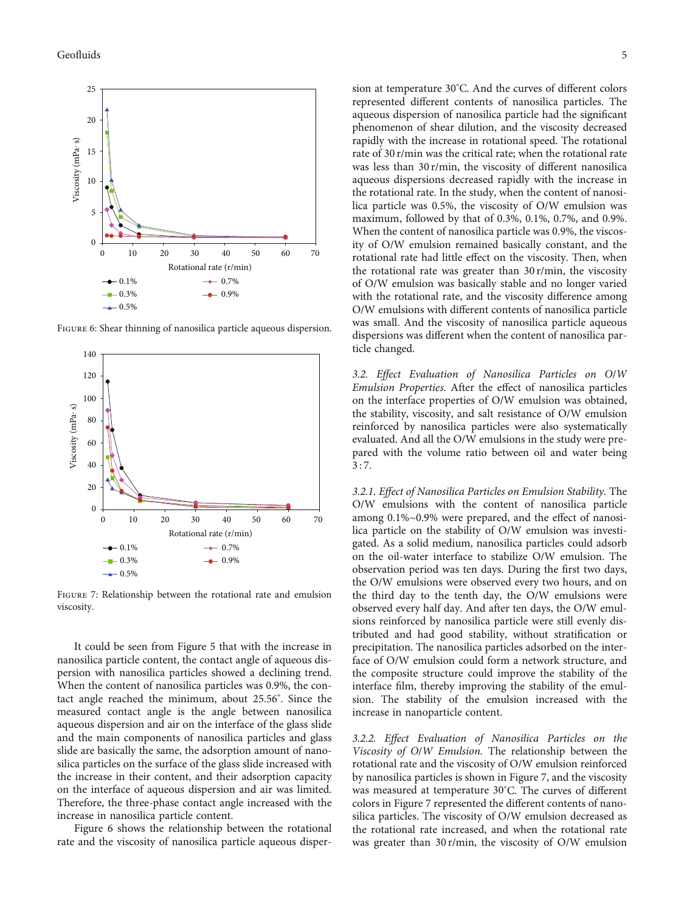Figure 6: Shear thinning of nanosilica particle aqueous dispersion.

Figure 7: Relationship between the rotational rate and emulsion viscosity.

It could be seen from Figure 5 that with the increase in nanosilica particle content, the contact angle of aqueous dispersion with nanosilica particles showed a declining trend. When the content of nanosilica particles was 0.9%, the contact angle reached the minimum, about 25.56°. Since the measured contact angle is the angle between nanosilica aqueous dispersion and air on the interface of the glass slide and the main components of nanosilica particles and glass slide are basically the same, the adsorption amount of nanosilica particles on the surface of the glass slide increased with the increase in their content, and their adsorption capacity on the interface of aqueous dispersion and air was limited. Therefore, the three-phase contact angle increased with the increase in nanosilica particle content.

Figure 6 shows the relationship between the rotational rate and the viscosity of nanosilica particle aqueous dispersion at temperature 30°C. And the curves of different colors represented different contents of nanosilica particles. The aqueous dispersion of nanosilica particle had the significant phenomenon of shear dilution, and the viscosity decreased rapidly with the increase in rotational speed. The rotational rate of 30 r/min was the critical rate; when the rotational rate was less than 30 r/min, the viscosity of different nanosilica aqueous dispersions decreased rapidly with the increase in the rotational rate. In the study, when the content of nanosilica particle was 0.5%, the viscosity of O/W emulsion was maximum, followed by that of 0.3%, 0.1%, 0.7%, and 0.9%. When the content of nanosilica particle was 0.9%, the viscosity of O/W emulsion remained basically constant, and the rotational rate had little effect on the viscosity. Then, when the rotational rate was greater than 30 r/min, the viscosity of O/W emulsion was basically stable and no longer varied with the rotational rate, and the viscosity difference among O/W emulsions with different contents of nanosilica particle was small. And the viscosity of nanosilica particle aqueous dispersions was different when the content of nanosilica particle changed.

### 3.2. *Effect Evaluation of Nanosilica Particles on O/W Emulsion Properties.*

After the effect of nanosilica particles on the interface properties of O/W emulsion was obtained, the stability, viscosity, and salt resistance of O/W emulsion reinforced by nanosilica particles were also systematically evaluated. And all the O/W emulsions in the study were prepared with the volume ratio between oil and water being 3 : 7.

#### 3.2.1. *Effect of Nanosilica Particles on Emulsion Stability.*

The O/W emulsions with the content of nanosilica particle among 0.1%~0.9% were prepared, and the effect of nanosilica particle on the stability of O/W emulsion was investigated. As a solid medium, nanosilica particles could adsorb on the oil-water interface to stabilize O/W emulsion. The observation period was ten days. During the first two days, the O/W emulsions were observed every two hours, and on the third day to the tenth day, the O/W emulsions were observed every half day. And after ten days, the O/W emulsions reinforced by nanosilica particle were still evenly distributed and had good stability, without stratification or precipitation. The nanosilica particles adsorbed on the interface of O/W emulsion could form a network structure, and the composite structure could improve the stability of the interface film, thereby improving the stability of the emulsion. The stability of the emulsion increased with the increase in nanoparticle content.

#### 3.2.2. *Effect Evaluation of Nanosilica Particles on the Viscosity of O/W Emulsion.*

The relationship between the rotational rate and the viscosity of O/W emulsion reinforced by nanosilica particles is shown in Figure 7, and the viscosity was measured at temperature 30°C. The curves of different colors in Figure 7 represented the different contents of nanosilica particles. The viscosity of O/W emulsion decreased as the rotational rate increased, and when the rotational rate was greater than 30 r/min, the viscosity of O/W emulsion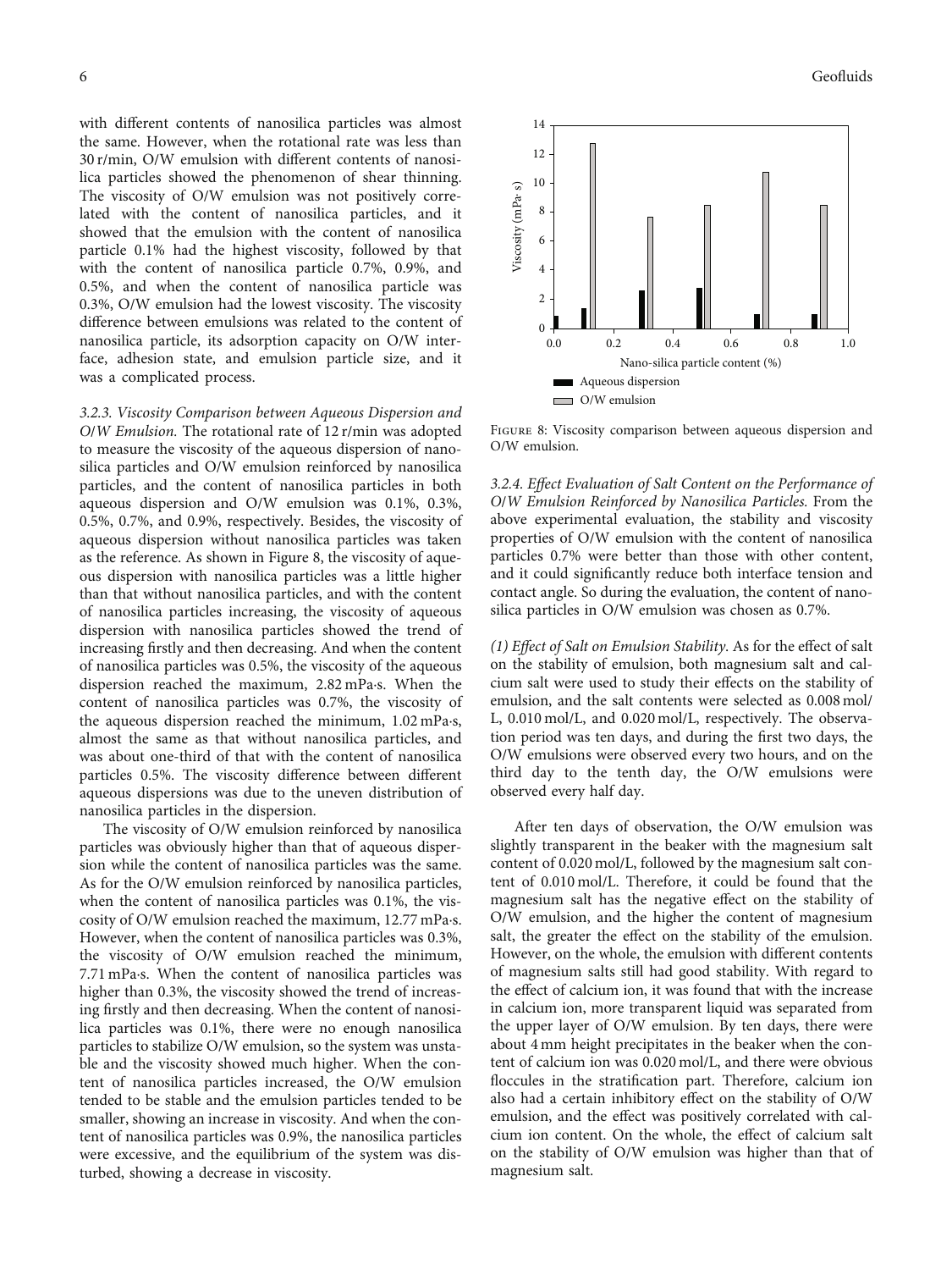with different contents of nanosilica particles was almost the same. However, when the rotational rate was less than 30 r/min, O/W emulsion with different contents of nanosilica particles showed the phenomenon of shear thinning. The viscosity of O/W emulsion was not positively correlated with the content of nanosilica particles, and it showed that the emulsion with the content of nanosilica particle 0.1% had the highest viscosity, followed by that with the content of nanosilica particle 0.7%, 0.9%, and 0.5%, and when the content of nanosilica particle was 0.3%, O/W emulsion had the lowest viscosity. The viscosity difference between emulsions was related to the content of nanosilica particle, its adsorption capacity on O/W interface, adhesion state, and emulsion particle size, and it was a complicated process.

*3.2.3. Viscosity Comparison between Aqueous Dispersion and O/W Emulsion.* The rotational rate of 12 r/min was adopted to measure the viscosity of the aqueous dispersion of nanosilica particles and O/W emulsion reinforced by nanosilica particles, and the content of nanosilica particles in both aqueous dispersion and O/W emulsion was 0.1%, 0.3%, 0.5%, 0.7%, and 0.9%, respectively. Besides, the viscosity of aqueous dispersion without nanosilica particles was taken as the reference. As shown in Figure 8, the viscosity of aqueous dispersion with nanosilica particles was a little higher than that without nanosilica particles, and with the content of nanosilica particles increasing, the viscosity of aqueous dispersion with nanosilica particles showed the trend of increasing firstly and then decreasing. And when the content of nanosilica particles was 0.5%, the viscosity of the aqueous dispersion reached the maximum, 2.82 mPa·s. When the content of nanosilica particles was 0.7%, the viscosity of the aqueous dispersion reached the minimum, 1.02 mPa·s, almost the same as that without nanosilica particles, and was about one-third of that with the content of nanosilica particles 0.5%. The viscosity difference between different aqueous dispersions was due to the uneven distribution of nanosilica particles in the dispersion.

The viscosity of O/W emulsion reinforced by nanosilica particles was obviously higher than that of aqueous dispersion while the content of nanosilica particles was the same. As for the O/W emulsion reinforced by nanosilica particles, when the content of nanosilica particles was 0.1%, the viscosity of O/W emulsion reached the maximum, 12.77 mPa·s. However, when the content of nanosilica particles was 0.3%, the viscosity of O/W emulsion reached the minimum, 7.71 mPa·s. When the content of nanosilica particles was higher than 0.3%, the viscosity showed the trend of increasing firstly and then decreasing. When the content of nanosilica particles was 0.1%, there were no enough nanosilica particles to stabilize O/W emulsion, so the system was unstable and the viscosity showed much higher. When the content of nanosilica particles increased, the O/W emulsion tended to be stable and the emulsion particles tended to be smaller, showing an increase in viscosity. And when the content of nanosilica particles was 0.9%, the nanosilica particles were excessive, and the equilibrium of the system was disturbed, showing a decrease in viscosity.

Figure 8: Viscosity comparison between aqueous dispersion and O/W emulsion.

*3.2.4. Effect Evaluation of Salt Content on the Performance of O/W Emulsion Reinforced by Nanosilica Particles.* From the above experimental evaluation, the stability and viscosity properties of O/W emulsion with the content of nanosilica particles 0.7% were better than those with other content, and it could significantly reduce both interface tension and contact angle. So during the evaluation, the content of nanosilica particles in O/W emulsion was chosen as 0.7%.

*(1) Effect of Salt on Emulsion Stability.* As for the effect of salt on the stability of emulsion, both magnesium salt and calcium salt were used to study their effects on the stability of emulsion, and the salt contents were selected as 0.008 mol/L, 0.010 mol/L, and 0.020 mol/L, respectively. The observation period was ten days, and during the first two days, the O/W emulsions were observed every two hours, and on the third day to the tenth day, the O/W emulsions were observed every half day.

After ten days of observation, the O/W emulsion was slightly transparent in the beaker with the magnesium salt content of 0.020 mol/L, followed by the magnesium salt content of 0.010 mol/L. Therefore, it could be found that the magnesium salt has the negative effect on the stability of O/W emulsion, and the higher the content of magnesium salt, the greater the effect on the stability of the emulsion. However, on the whole, the emulsion with different contents of magnesium salts still had good stability. With regard to the effect of calcium ion, it was found that with the increase in calcium ion, more transparent liquid was separated from the upper layer of O/W emulsion. By ten days, there were about 4 mm height precipitates in the beaker when the content of calcium ion was 0.020 mol/L, and there were obvious floccules in the stratification part. Therefore, calcium ion also had a certain inhibitory effect on the stability of O/W emulsion, and the effect was positively correlated with calcium ion content. On the whole, the effect of calcium salt on the stability of O/W emulsion was higher than that of magnesium salt.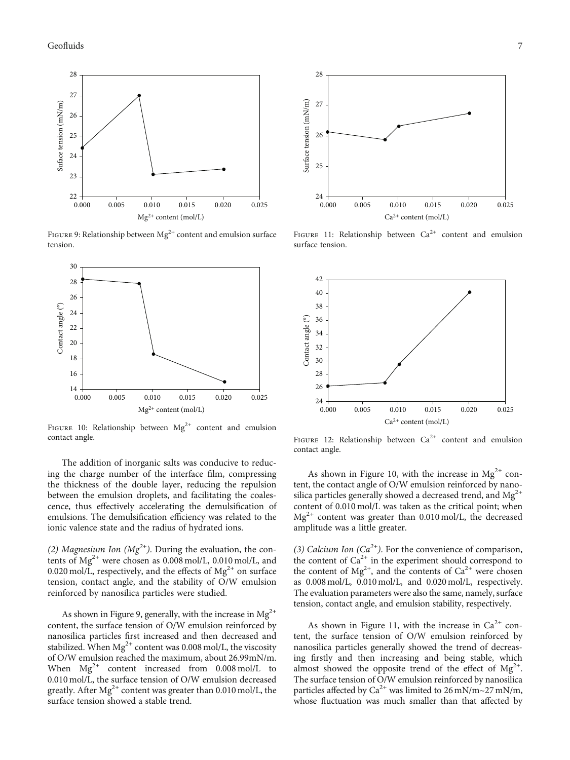Figure 9: Relationship between $Mg^{2+}$ content and emulsion surface tension.

Figure 10: Relationship between $Mg^{2+}$ content and emulsion contact angle.

Figure 11: Relationship between $Ca^{2+}$ content and emulsion surface tension.

Figure 12: Relationship between $Ca^{2+}$ content and emulsion contact angle.

The addition of inorganic salts was conducive to reducing the charge number of the interface film, compressing the thickness of the double layer, reducing the repulsion between the emulsion droplets, and facilitating the coalescence, thus effectively accelerating the demulsification of emulsions. The demulsification efficiency was related to the ionic valence state and the radius of hydrated ions.

*(2) Magnesium Ion ($Mg^{2+}$).* During the evaluation, the contents of $Mg^{2+}$ were chosen as 0.008 mol/L, 0.010 mol/L, and 0.020 mol/L, respectively, and the effects of $Mg^{2+}$ on surface tension, contact angle, and the stability of O/W emulsion reinforced by nanosilica particles were studied.

As shown in Figure 9, generally, with the increase in $Mg^{2+}$ content, the surface tension of O/W emulsion reinforced by nanosilica particles first increased and then decreased and stabilized. When $Mg^{2+}$ content was 0.008 mol/L, the viscosity of O/W emulsion reached the maximum, about 26.99mN/m. When $Mg^{2+}$ content increased from 0.008 mol/L to 0.010 mol/L, the surface tension of O/W emulsion decreased greatly. After $Mg^{2+}$ content was greater than 0.010 mol/L, the surface tension showed a stable trend.

As shown in Figure 10, with the increase in $Mg^{2+}$ content, the contact angle of O/W emulsion reinforced by nanosilica particles generally showed a decreased trend, and $Mg^{2+}$ content of 0.010 mol/L was taken as the critical point; when $Mg^{2+}$ content was greater than 0.010 mol/L, the decreased amplitude was a little greater.

*(3) Calcium Ion ($Ca^{2+}$).* For the convenience of comparison, the content of $Ca^{2+}$ in the experiment should correspond to the content of $Mg^{2+}$, and the contents of $Ca^{2+}$ were chosen as 0.008 mol/L, 0.010 mol/L, and 0.020 mol/L, respectively. The evaluation parameters were also the same, namely, surface tension, contact angle, and emulsion stability, respectively.

As shown in Figure 11, with the increase in $Ca^{2+}$ content, the surface tension of O/W emulsion reinforced by nanosilica particles generally showed the trend of decreasing firstly and then increasing and being stable, which almost showed the opposite trend of the effect of $Mg^{2+}$. The surface tension of O/W emulsion reinforced by nanosilica particles affected by $Ca^{2+}$ was limited to 26 mN/m~27 mN/m, whose fluctuation was much smaller than that affected by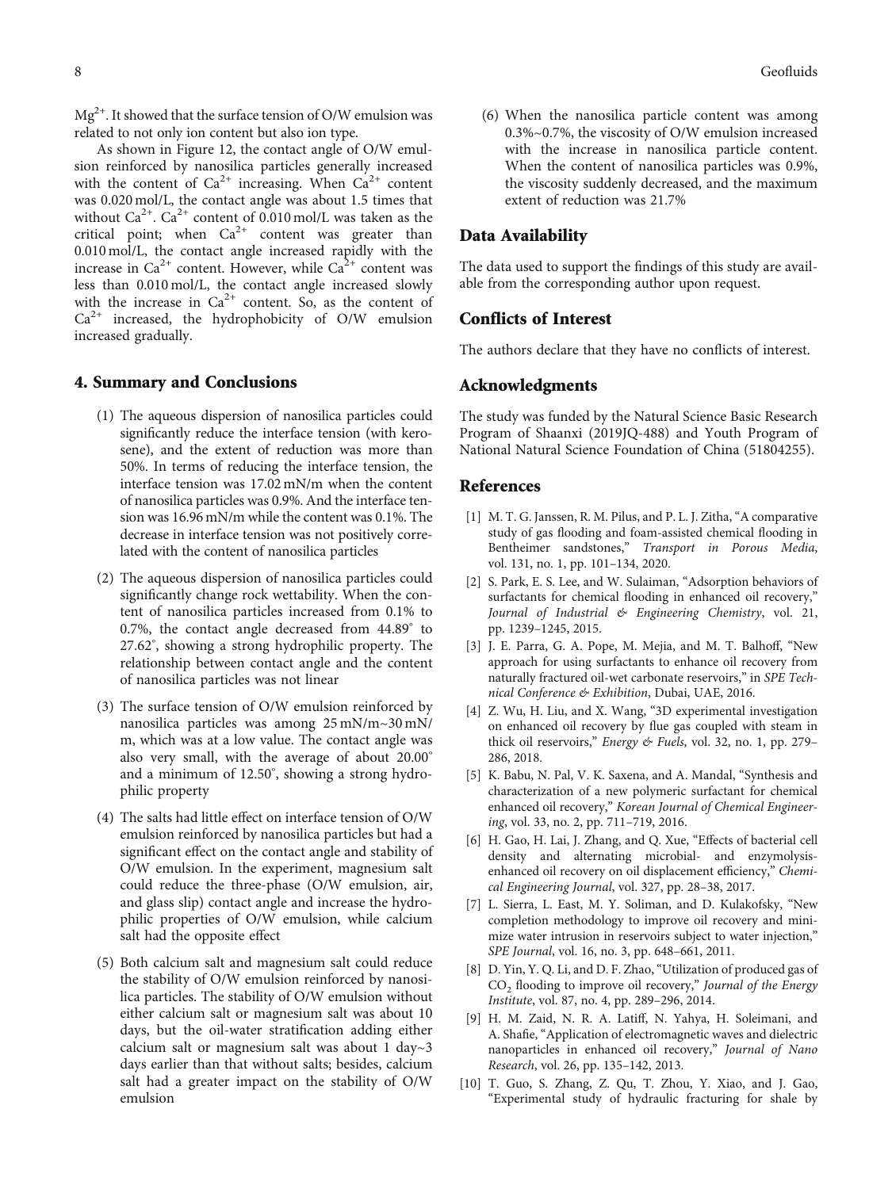$Mg^{2+}$. It showed that the surface tension of O/W emulsion was related to not only ion content but also ion type.

As shown in Figure 12, the contact angle of O/W emulsion reinforced by nanosilica particles generally increased with the content of $Ca^{2+}$ increasing. When $Ca^{2+}$ content was 0.020 mol/L, the contact angle was about 1.5 times that without $Ca^{2+}$. $Ca^{2+}$ content of 0.010 mol/L was taken as the critical point; when $Ca^{2+}$ content was greater than 0.010 mol/L, the contact angle increased rapidly with the increase in $Ca^{2+}$ content. However, while $Ca^{2+}$ content was less than 0.010 mol/L, the contact angle increased slowly with the increase in $Ca^{2+}$ content. So, as the content of $Ca^{2+}$ increased, the hydrophobicity of O/W emulsion increased gradually.

## 4. Summary and Conclusions

(1) The aqueous dispersion of nanosilica particles could significantly reduce the interface tension (with kerosene), and the extent of reduction was more than 50%. In terms of reducing the interface tension, the interface tension was 17.02 mN/m when the content of nanosilica particles was 0.9%. And the interface tension was 16.96 mN/m while the content was 0.1%. The decrease in interface tension was not positively correlated with the content of nanosilica particles

(2) The aqueous dispersion of nanosilica particles could significantly change rock wettability. When the content of nanosilica particles increased from 0.1% to 0.7%, the contact angle decreased from 44.89° to 27.62°, showing a strong hydrophilic property. The relationship between contact angle and the content of nanosilica particles was not linear

(3) The surface tension of O/W emulsion reinforced by nanosilica particles was among 25 mN/m~30 mN/m, which was at a low value. The contact angle was also very small, with the average of about 20.00° and a minimum of 12.50°, showing a strong hydrophilic property

(4) The salts had little effect on interface tension of O/W emulsion reinforced by nanosilica particles but had a significant effect on the contact angle and stability of O/W emulsion. In the experiment, magnesium salt could reduce the three-phase (O/W emulsion, air, and glass slip) contact angle and increase the hydrophilic properties of O/W emulsion, while calcium salt had the opposite effect

(5) Both calcium salt and magnesium salt could reduce the stability of O/W emulsion reinforced by nanosilica particles. The stability of O/W emulsion without either calcium salt or magnesium salt was about 10 days, but the oil-water stratification adding either calcium salt or magnesium salt was about 1 day~3 days earlier than that without salts; besides, calcium salt had a greater impact on the stability of O/W emulsion

(6) When the nanosilica particle content was among 0.3%~0.7%, the viscosity of O/W emulsion increased with the increase in nanosilica particle content. When the content of nanosilica particles was 0.9%, the viscosity suddenly decreased, and the maximum extent of reduction was 21.7%

## Data Availability

The data used to support the findings of this study are available from the corresponding author upon request.

## Conflicts of Interest

The authors declare that they have no conflicts of interest.

## Acknowledgments

The study was funded by the Natural Science Basic Research Program of Shaanxi (2019JQ-488) and Youth Program of National Natural Science Foundation of China (51804255).

## References

[1] M. T. G. Janssen, R. M. Pilus, and P. L. J. Zitha, "A comparative study of gas flooding and foam-assisted chemical flooding in Bentheimer sandstones," *Transport in Porous Media*, vol. 131, no. 1, pp. 101–134, 2020.

[2] S. Park, E. S. Lee, and W. Sulaiman, "Adsorption behaviors of surfactants for chemical flooding in enhanced oil recovery," *Journal of Industrial & Engineering Chemistry*, vol. 21, pp. 1239–1245, 2015.

[3] J. E. Parra, G. A. Pope, M. Mejia, and M. T. Balhoff, "New approach for using surfactants to enhance oil recovery from naturally fractured oil-wet carbonate reservoirs," in *SPE Technical Conference & Exhibition*, Dubai, UAE, 2016.

[4] Z. Wu, H. Liu, and X. Wang, "3D experimental investigation on enhanced oil recovery by flue gas coupled with steam in thick oil reservoirs," *Energy & Fuels*, vol. 32, no. 1, pp. 279–286, 2018.

[5] K. Babu, N. Pal, V. K. Saxena, and A. Mandal, "Synthesis and characterization of a new polymeric surfactant for chemical enhanced oil recovery," *Korean Journal of Chemical Engineering*, vol. 33, no. 2, pp. 711–719, 2016.

[6] H. Gao, H. Lai, J. Zhang, and Q. Xue, "Effects of bacterial cell density and alternating microbial- and enzymolysis-enhanced oil recovery on oil displacement efficiency," *Chemical Engineering Journal*, vol. 327, pp. 28–38, 2017.

[7] L. Sierra, L. East, M. Y. Soliman, and D. Kulakofsky, "New completion methodology to improve oil recovery and minimize water intrusion in reservoirs subject to water injection," *SPE Journal*, vol. 16, no. 3, pp. 648–661, 2011.

[8] D. Yin, Y. Q. Li, and D. F. Zhao, "Utilization of produced gas of $CO_2$ flooding to improve oil recovery," *Journal of the Energy Institute*, vol. 87, no. 4, pp. 289–296, 2014.

[9] H. M. Zaid, N. R. A. Latiff, N. Yahya, H. Soleimani, and A. Shafie, "Application of electromagnetic waves and dielectric nanoparticles in enhanced oil recovery," *Journal of Nano Research*, vol. 26, pp. 135–142, 2013.

[10] T. Guo, S. Zhang, Z. Qu, T. Zhou, Y. Xiao, and J. Gao, "Experimental study of hydraulic fracturing for shale by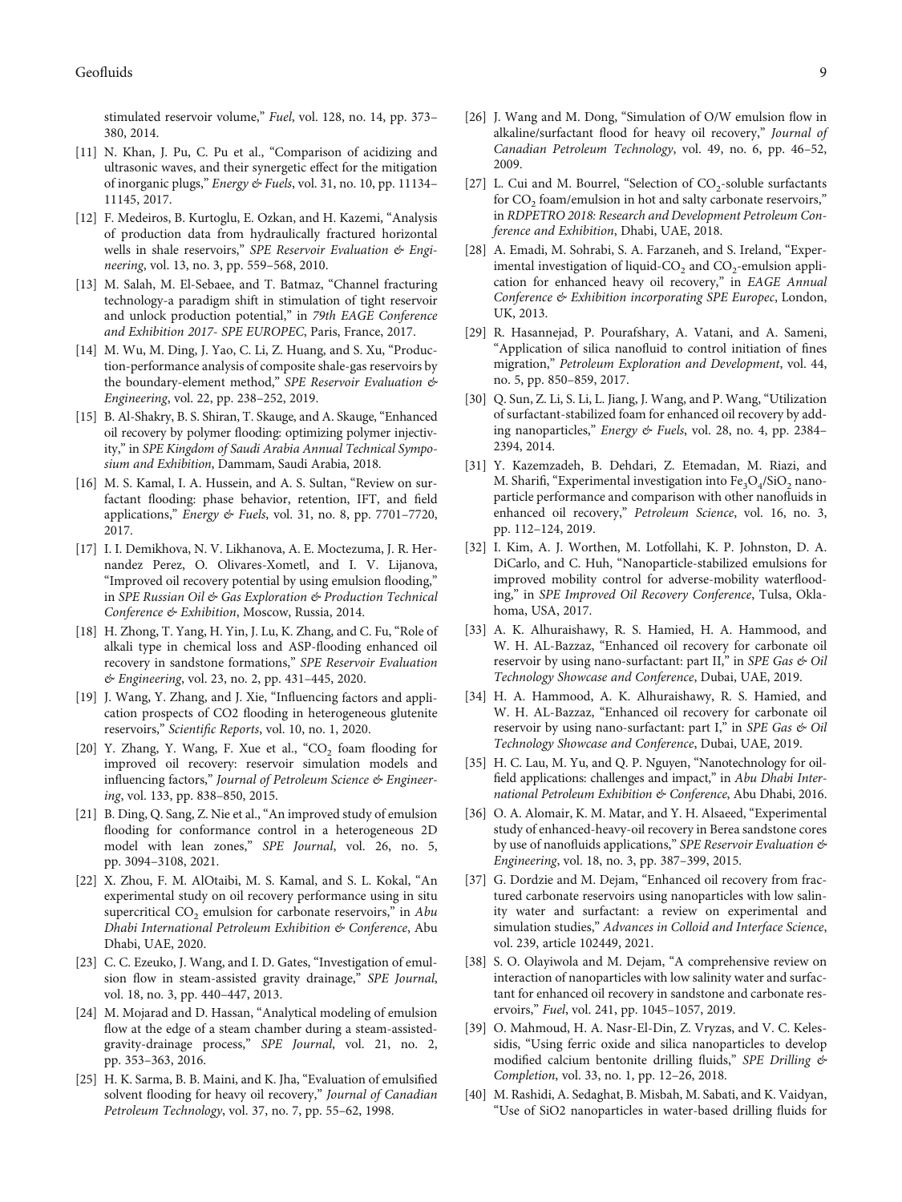stimulated reservoir volume," *Fuel*, vol. 128, no. 14, pp. 373–380, 2014.

[11] N. Khan, J. Pu, C. Pu et al., "Comparison of acidizing and ultrasonic waves, and their synergetic effect for the mitigation of inorganic plugs," *Energy & Fuels*, vol. 31, no. 10, pp. 11134–11145, 2017.

[12] F. Medeiros, B. Kurtoglu, E. Ozkan, and H. Kazemi, "Analysis of production data from hydraulically fractured horizontal wells in shale reservoirs," *SPE Reservoir Evaluation & Engineering*, vol. 13, no. 3, pp. 559–568, 2010.

[13] M. Salah, M. El-Sebaee, and T. Batmaz, "Channel fracturing technology-a paradigm shift in stimulation of tight reservoir and unlock production potential," in *79th EAGE Conference and Exhibition 2017- SPE EUROPEC*, Paris, France, 2017.

[14] M. Wu, M. Ding, J. Yao, C. Li, Z. Huang, and S. Xu, "Production-performance analysis of composite shale-gas reservoirs by the boundary-element method," *SPE Reservoir Evaluation & Engineering*, vol. 22, pp. 238–252, 2019.

[15] B. Al-Shakry, B. S. Shiran, T. Skauge, and A. Skauge, "Enhanced oil recovery by polymer flooding: optimizing polymer injectivity," in *SPE Kingdom of Saudi Arabia Annual Technical Symposium and Exhibition*, Dammam, Saudi Arabia, 2018.

[16] M. S. Kamal, I. A. Hussein, and A. S. Sultan, "Review on surfactant flooding: phase behavior, retention, IFT, and field applications," *Energy & Fuels*, vol. 31, no. 8, pp. 7701–7720, 2017.

[17] I. I. Demikhova, N. V. Likhanova, A. E. Moctezuma, J. R. Hernandez Perez, O. Olivares-Xometl, and I. V. Lijanova, "Improved oil recovery potential by using emulsion flooding," in *SPE Russian Oil & Gas Exploration & Production Technical Conference & Exhibition*, Moscow, Russia, 2014.

[18] H. Zhong, T. Yang, H. Yin, J. Lu, K. Zhang, and C. Fu, "Role of alkali type in chemical loss and ASP-flooding enhanced oil recovery in sandstone formations," *SPE Reservoir Evaluation & Engineering*, vol. 23, no. 2, pp. 431–445, 2020.

[19] J. Wang, Y. Zhang, and J. Xie, "Influencing factors and application prospects of CO2 flooding in heterogeneous glutenite reservoirs," *Scientific Reports*, vol. 10, no. 1, 2020.

[20] Y. Zhang, Y. Wang, F. Xue et al., "$CO_2$ foam flooding for improved oil recovery: reservoir simulation models and influencing factors," *Journal of Petroleum Science & Engineering*, vol. 133, pp. 838–850, 2015.

[21] B. Ding, Q. Sang, Z. Nie et al., "An improved study of emulsion flooding for conformance control in a heterogeneous 2D model with lean zones," *SPE Journal*, vol. 26, no. 5, pp. 3094–3108, 2021.

[22] X. Zhou, F. M. AlOtaibi, M. S. Kamal, and S. L. Kokal, "An experimental study on oil recovery performance using in situ supercritical $CO_2$ emulsion for carbonate reservoirs," in *Abu Dhabi International Petroleum Exhibition & Conference*, Abu Dhabi, UAE, 2020.

[23] C. C. Ezeuko, J. Wang, and I. D. Gates, "Investigation of emulsion flow in steam-assisted gravity drainage," *SPE Journal*, vol. 18, no. 3, pp. 440–447, 2013.

[24] M. Mojarad and D. Hassan, "Analytical modeling of emulsion flow at the edge of a steam chamber during a steam-assisted-gravity-drainage process," *SPE Journal*, vol. 21, no. 2, pp. 353–363, 2016.

[25] H. K. Sarma, B. B. Maini, and K. Jha, "Evaluation of emulsified solvent flooding for heavy oil recovery," *Journal of Canadian Petroleum Technology*, vol. 37, no. 7, pp. 55–62, 1998.

[26] J. Wang and M. Dong, "Simulation of O/W emulsion flow in alkaline/surfactant flood for heavy oil recovery," *Journal of Canadian Petroleum Technology*, vol. 49, no. 6, pp. 46–52, 2009.

[27] L. Cui and M. Bourrel, "Selection of $CO_2$-soluble surfactants for $CO_2$ foam/emulsion in hot and salty carbonate reservoirs," in *RDPETRO 2018: Research and Development Petroleum Conference and Exhibition*, Dhabi, UAE, 2018.

[28] A. Emadi, M. Sohrabi, S. A. Farzaneh, and S. Ireland, "Experimental investigation of liquid-$CO_2$ and $CO_2$-emulsion application for enhanced heavy oil recovery," in *EAGE Annual Conference & Exhibition incorporating SPE Europec*, London, UK, 2013.

[29] R. Hasannejad, P. Pourafshary, A. Vatani, and A. Sameni, "Application of silica nanofluid to control initiation of fines migration," *Petroleum Exploration and Development*, vol. 44, no. 5, pp. 850–859, 2017.

[30] Q. Sun, Z. Li, S. Li, L. Jiang, J. Wang, and P. Wang, "Utilization of surfactant-stabilized foam for enhanced oil recovery by adding nanoparticles," *Energy & Fuels*, vol. 28, no. 4, pp. 2384–2394, 2014.

[31] Y. Kazemzadeh, B. Dehdari, Z. Etemadan, M. Riazi, and M. Sharifi, "Experimental investigation into $Fe_3O_4/SiO_2$ nanoparticle performance and comparison with other nanofluids in enhanced oil recovery," *Petroleum Science*, vol. 16, no. 3, pp. 112–124, 2019.

[32] I. Kim, A. J. Worthen, M. Lotfollahi, K. P. Johnston, D. A. DiCarlo, and C. Huh, "Nanoparticle-stabilized emulsions for improved mobility control for adverse-mobility waterflooding," in *SPE Improved Oil Recovery Conference*, Tulsa, Oklahoma, USA, 2017.

[33] A. K. Alhuraishawy, R. S. Hamied, H. A. Hammood, and W. H. AL-Bazzaz, "Enhanced oil recovery for carbonate oil reservoir by using nano-surfactant: part II," in *SPE Gas & Oil Technology Showcase and Conference*, Dubai, UAE, 2019.

[34] H. A. Hammood, A. K. Alhuraishawy, R. S. Hamied, and W. H. AL-Bazzaz, "Enhanced oil recovery for carbonate oil reservoir by using nano-surfactant: part I," in *SPE Gas & Oil Technology Showcase and Conference*, Dubai, UAE, 2019.

[35] H. C. Lau, M. Yu, and Q. P. Nguyen, "Nanotechnology for oilfield applications: challenges and impact," in *Abu Dhabi International Petroleum Exhibition & Conference*, Abu Dhabi, 2016.

[36] O. A. Alomair, K. M. Matar, and Y. H. Alsaeed, "Experimental study of enhanced-heavy-oil recovery in Berea sandstone cores by use of nanofluids applications," *SPE Reservoir Evaluation & Engineering*, vol. 18, no. 3, pp. 387–399, 2015.

[37] G. Dordzie and M. Dejam, "Enhanced oil recovery from fractured carbonate reservoirs using nanoparticles with low salinity water and surfactant: a review on experimental and simulation studies," *Advances in Colloid and Interface Science*, vol. 239, article 102449, 2021.

[38] S. O. Olayiwola and M. Dejam, "A comprehensive review on interaction of nanoparticles with low salinity water and surfactant for enhanced oil recovery in sandstone and carbonate reservoirs," *Fuel*, vol. 241, pp. 1045–1057, 2019.

[39] O. Mahmoud, H. A. Nasr-El-Din, Z. Vryzas, and V. C. Kelessidis, "Using ferric oxide and silica nanoparticles to develop modified calcium bentonite drilling fluids," *SPE Drilling & Completion*, vol. 33, no. 1, pp. 12–26, 2018.

[40] M. Rashidi, A. Sedaghat, B. Misbah, M. Sabati, and K. Vaidyan, "Use of SiO2 nanoparticles in water-based drilling fluids for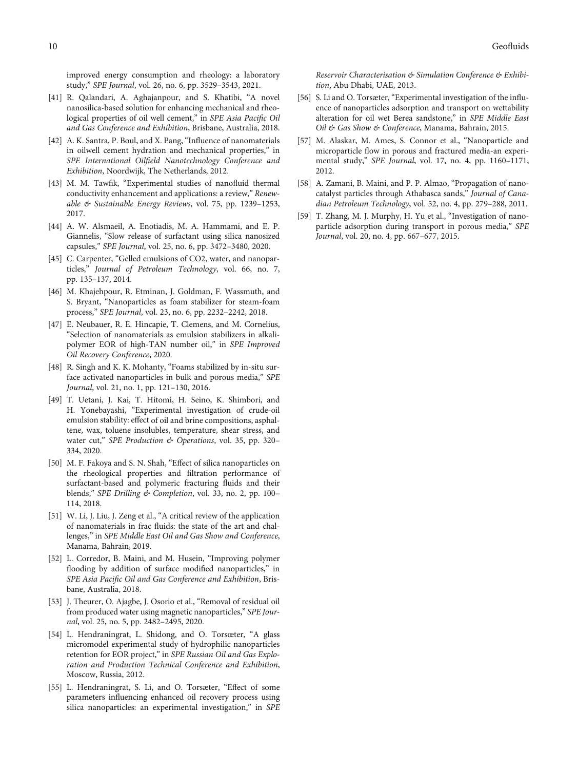improved energy consumption and rheology: a laboratory study," *SPE Journal*, vol. 26, no. 6, pp. 3529–3543, 2021.

[41] R. Qalandari, A. Aghajanpour, and S. Khatibi, "A novel nanosilica-based solution for enhancing mechanical and rheological properties of oil well cement," in *SPE Asia Pacific Oil and Gas Conference and Exhibition*, Brisbane, Australia, 2018.

[42] A. K. Santra, P. Boul, and X. Pang, "Influence of nanomaterials in oilwell cement hydration and mechanical properties," in *SPE International Oilfield Nanotechnology Conference and Exhibition*, Noordwijk, The Netherlands, 2012.

[43] M. M. Tawfik, "Experimental studies of nanofluid thermal conductivity enhancement and applications: a review," *Renewable & Sustainable Energy Reviews*, vol. 75, pp. 1239–1253, 2017.

[44] A. W. Alsmaeil, A. Enotiadis, M. A. Hammami, and E. P. Giannelis, "Slow release of surfactant using silica nanosized capsules," *SPE Journal*, vol. 25, no. 6, pp. 3472–3480, 2020.

[45] C. Carpenter, "Gelled emulsions of CO2, water, and nanoparticles," *Journal of Petroleum Technology*, vol. 66, no. 7, pp. 135–137, 2014.

[46] M. Khajehpour, R. Etminan, J. Goldman, F. Wassmuth, and S. Bryant, "Nanoparticles as foam stabilizer for steam-foam process," *SPE Journal*, vol. 23, no. 6, pp. 2232–2242, 2018.

[47] E. Neubauer, R. E. Hincapie, T. Clemens, and M. Cornelius, "Selection of nanomaterials as emulsion stabilizers in alkali-polymer EOR of high-TAN number oil," in *SPE Improved Oil Recovery Conference*, 2020.

[48] R. Singh and K. K. Mohanty, "Foams stabilized by in-situ surface activated nanoparticles in bulk and porous media," *SPE Journal*, vol. 21, no. 1, pp. 121–130, 2016.

[49] T. Uetani, J. Kai, T. Hitomi, H. Seino, K. Shimbori, and H. Yonebayashi, "Experimental investigation of crude-oil emulsion stability: effect of oil and brine compositions, asphaltene, wax, toluene insolubles, temperature, shear stress, and water cut," *SPE Production & Operations*, vol. 35, pp. 320–334, 2020.

[50] M. F. Fakoya and S. N. Shah, "Effect of silica nanoparticles on the rheological properties and filtration performance of surfactant-based and polymeric fracturing fluids and their blends," *SPE Drilling & Completion*, vol. 33, no. 2, pp. 100–114, 2018.

[51] W. Li, J. Liu, J. Zeng et al., "A critical review of the application of nanomaterials in frac fluids: the state of the art and challenges," in *SPE Middle East Oil and Gas Show and Conference*, Manama, Bahrain, 2019.

[52] L. Corredor, B. Maini, and M. Husein, "Improving polymer flooding by addition of surface modified nanoparticles," in *SPE Asia Pacific Oil and Gas Conference and Exhibition*, Brisbane, Australia, 2018.

[53] J. Theurer, O. Ajagbe, J. Osorio et al., "Removal of residual oil from produced water using magnetic nanoparticles," *SPE Journal*, vol. 25, no. 5, pp. 2482–2495, 2020.

[54] L. Hendraningrat, L. Shidong, and O. Torsœter, "A glass micromodel experimental study of hydrophilic nanoparticles retention for EOR project," in *SPE Russian Oil and Gas Exploration and Production Technical Conference and Exhibition*, Moscow, Russia, 2012.

[55] L. Hendraningrat, S. Li, and O. Torsæter, "Effect of some parameters influencing enhanced oil recovery process using silica nanoparticles: an experimental investigation," in *SPE Reservoir Characterisation & Simulation Conference & Exhibition*, Abu Dhabi, UAE, 2013.

[56] S. Li and O. Torsæter, "Experimental investigation of the influence of nanoparticles adsorption and transport on wettability alteration for oil wet Berea sandstone," in *SPE Middle East Oil & Gas Show & Conference*, Manama, Bahrain, 2015.

[57] M. Alaskar, M. Ames, S. Connor et al., "Nanoparticle and microparticle flow in porous and fractured media-an experimental study," *SPE Journal*, vol. 17, no. 4, pp. 1160–1171, 2012.

[58] A. Zamani, B. Maini, and P. P. Almao, "Propagation of nanocatalyst particles through Athabasca sands," *Journal of Canadian Petroleum Technology*, vol. 52, no. 4, pp. 279–288, 2011.

[59] T. Zhang, M. J. Murphy, H. Yu et al., "Investigation of nanoparticle adsorption during transport in porous media," *SPE Journal*, vol. 20, no. 4, pp. 667–677, 2015.